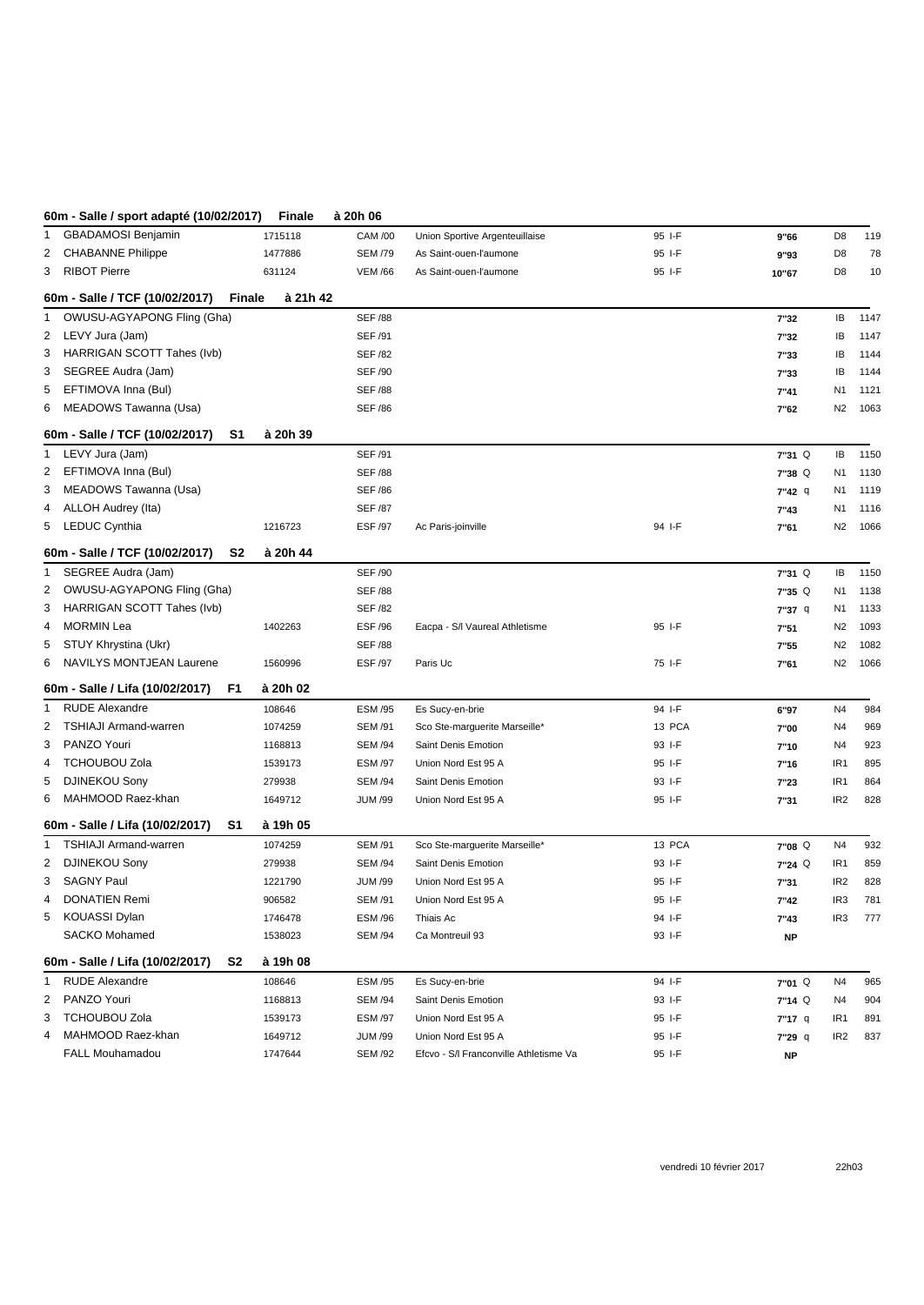## 60m - Salle / sport adapté (10/02/2017) Finale à 20h 06

| | | | | | | | | |
|---|---|---|---|---|---|---|---|---|
| 1 | GBADAMOSI Benjamin | 1715118 | CAM /00 | Union Sportive Argenteuillaise | 95 I-F | 9"66 | D8 | 119 |
| 2 | CHABANNE Philippe | 1477886 | SEM /79 | As Saint-ouen-l'aumone | 95 I-F | 9"93 | D8 | 78 |
| 3 | RIBOT Pierre | 631124 | VEM /66 | As Saint-ouen-l'aumone | 95 I-F | 10"67 | D8 | 10 |

## 60m - Salle / TCF (10/02/2017) Finale à 21h 42

| | | | | | | | | |
|---|---|---|---|---|---|---|---|---|
| 1 | OWUSU-AGYAPONG Fling (Gha) | | SEF /88 | | | 7"32 | IB | 1147 |
| 2 | LEVY Jura (Jam) | | SEF /91 | | | 7"32 | IB | 1147 |
| 3 | HARRIGAN SCOTT Tahes (Ivb) | | SEF /82 | | | 7"33 | IB | 1144 |
| 3 | SEGREE Audra (Jam) | | SEF /90 | | | 7"33 | IB | 1144 |
| 5 | EFTIMOVA Inna (Bul) | | SEF /88 | | | 7"41 | N1 | 1121 |
| 6 | MEADOWS Tawanna (Usa) | | SEF /86 | | | 7"62 | N2 | 1063 |

## 60m - Salle / TCF (10/02/2017) S1 à 20h 39

| | | | | | | | | |
|---|---|---|---|---|---|---|---|---|
| 1 | LEVY Jura (Jam) | | SEF /91 | | | 7"31 Q | IB | 1150 |
| 2 | EFTIMOVA Inna (Bul) | | SEF /88 | | | 7"38 Q | N1 | 1130 |
| 3 | MEADOWS Tawanna (Usa) | | SEF /86 | | | 7"42 q | N1 | 1119 |
| 4 | ALLOH Audrey (Ita) | | SEF /87 | | | 7"43 | N1 | 1116 |
| 5 | LEDUC Cynthia | 1216723 | ESF /97 | Ac Paris-joinville | 94 I-F | 7"61 | N2 | 1066 |

## 60m - Salle / TCF (10/02/2017) S2 à 20h 44

| | | | | | | | | |
|---|---|---|---|---|---|---|---|---|
| 1 | SEGREE Audra (Jam) | | SEF /90 | | | 7"31 Q | IB | 1150 |
| 2 | OWUSU-AGYAPONG Fling (Gha) | | SEF /88 | | | 7"35 Q | N1 | 1138 |
| 3 | HARRIGAN SCOTT Tahes (Ivb) | | SEF /82 | | | 7"37 q | N1 | 1133 |
| 4 | MORMIN Lea | 1402263 | ESF /96 | Eacpa - S/l Vaureal Athletisme | 95 I-F | 7"51 | N2 | 1093 |
| 5 | STUY Khrystina (Ukr) | | SEF /88 | | | 7"55 | N2 | 1082 |
| 6 | NAVILYS MONTJEAN Laurene | 1560996 | ESF /97 | Paris Uc | 75 I-F | 7"61 | N2 | 1066 |

## 60m - Salle / Lifa (10/02/2017) F1 à 20h 02

| | | | | | | | | |
|---|---|---|---|---|---|---|---|---|
| 1 | RUDE Alexandre | 108646 | ESM /95 | Es Sucy-en-brie | 94 I-F | 6"97 | N4 | 984 |
| 2 | TSHIAJI Armand-warren | 1074259 | SEM /91 | Sco Ste-marguerite Marseille* | 13 PCA | 7"00 | N4 | 969 |
| 3 | PANZO Youri | 1168813 | SEM /94 | Saint Denis Emotion | 93 I-F | 7"10 | N4 | 923 |
| 4 | TCHOUBOU Zola | 1539173 | ESM /97 | Union Nord Est 95 A | 95 I-F | 7"16 | IR1 | 895 |
| 5 | DJINEKOU Sony | 279938 | SEM /94 | Saint Denis Emotion | 93 I-F | 7"23 | IR1 | 864 |
| 6 | MAHMOOD Raez-khan | 1649712 | JUM /99 | Union Nord Est 95 A | 95 I-F | 7"31 | IR2 | 828 |

## 60m - Salle / Lifa (10/02/2017) S1 à 19h 05

| | | | | | | | | |
|---|---|---|---|---|---|---|---|---|
| 1 | TSHIAJI Armand-warren | 1074259 | SEM /91 | Sco Ste-marguerite Marseille* | 13 PCA | 7"08 Q | N4 | 932 |
| 2 | DJINEKOU Sony | 279938 | SEM /94 | Saint Denis Emotion | 93 I-F | 7"24 Q | IR1 | 859 |
| 3 | SAGNY Paul | 1221790 | JUM /99 | Union Nord Est 95 A | 95 I-F | 7"31 | IR2 | 828 |
| 4 | DONATIEN Remi | 906582 | SEM /91 | Union Nord Est 95 A | 95 I-F | 7"42 | IR3 | 781 |
| 5 | KOUASSI Dylan | 1746478 | ESM /96 | Thiais Ac | 94 I-F | 7"43 | IR3 | 777 |
| | SACKO Mohamed | 1538023 | SEM /94 | Ca Montreuil 93 | 93 I-F | NP | | |

## 60m - Salle / Lifa (10/02/2017) S2 à 19h 08

| | | | | | | | | |
|---|---|---|---|---|---|---|---|---|
| 1 | RUDE Alexandre | 108646 | ESM /95 | Es Sucy-en-brie | 94 I-F | 7"01 Q | N4 | 965 |
| 2 | PANZO Youri | 1168813 | SEM /94 | Saint Denis Emotion | 93 I-F | 7"14 Q | N4 | 904 |
| 3 | TCHOUBOU Zola | 1539173 | ESM /97 | Union Nord Est 95 A | 95 I-F | 7"17 q | IR1 | 891 |
| 4 | MAHMOOD Raez-khan | 1649712 | JUM /99 | Union Nord Est 95 A | 95 I-F | 7"29 q | IR2 | 837 |
| | FALL Mouhamadou | 1747644 | SEM /92 | Efcvo - S/l Franconville Athletisme Va | 95 I-F | NP | | |

vendredi 10 février 2017 22h03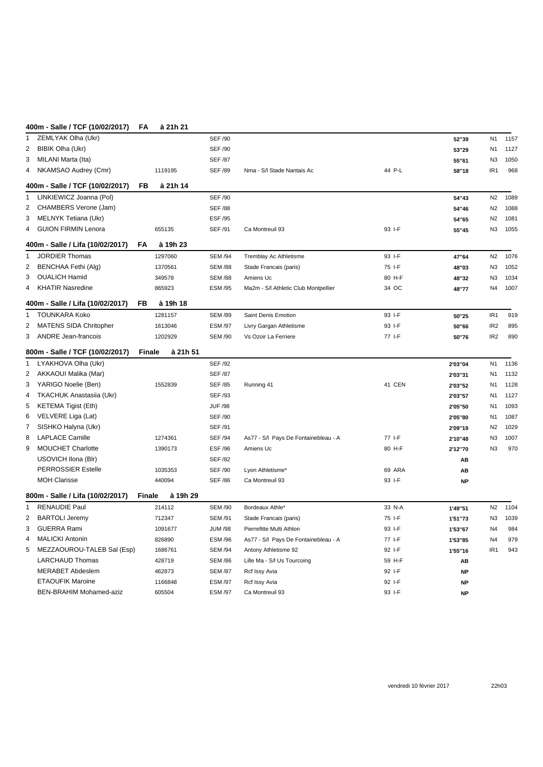### 400m - Salle / TCF (10/02/2017) FA à 21h 21

| | Nom | Licence | Cat. | Club | Dép. | Perf. | Niv. | Pts |
|---|---|---|---|---|---|---|---|---|
| 1 | ZEMLYAK Olha (Ukr) | | SEF /90 | | | 52''39 | N1 | 1157 |
| 2 | BIBIK Olha (Ukr) | | SEF /90 | | | 53''29 | N1 | 1127 |
| 3 | MILANI Marta (Ita) | | SEF /87 | | | 55''61 | N3 | 1050 |
| 4 | NKAMSAO Audrey (Cmr) | 1119195 | SEF /89 | Nma - S/l Stade Nantais Ac | 44 P-L | 58''18 | IR1 | 968 |

### 400m - Salle / TCF (10/02/2017) FB à 21h 14

| | Nom | Licence | Cat. | Club | Dép. | Perf. | Niv. | Pts |
|---|---|---|---|---|---|---|---|---|
| 1 | LINKIEWICZ Joanna (Pol) | | SEF /90 | | | 54''43 | N2 | 1089 |
| 2 | CHAMBERS Verone (Jam) | | SEF /88 | | | 54''46 | N2 | 1088 |
| 3 | MELNYK Tetiana (Ukr) | | ESF /95 | | | 54''65 | N2 | 1081 |
| 4 | GUION FIRMIN Lenora | 655135 | SEF /91 | Ca Montreuil 93 | 93 I-F | 55''45 | N3 | 1055 |

### 400m - Salle / Lifa (10/02/2017) FA à 19h 23

| | Nom | Licence | Cat. | Club | Dép. | Perf. | Niv. | Pts |
|---|---|---|---|---|---|---|---|---|
| 1 | JORDIER Thomas | 1297060 | SEM /94 | Tremblay Ac Athletisme | 93 I-F | 47''64 | N2 | 1076 |
| 2 | BENCHAA Fethi (Alg) | 1370561 | SEM /88 | Stade Francais (paris) | 75 I-F | 48''03 | N3 | 1052 |
| 3 | OUALICH Hamid | 349578 | SEM /88 | Amiens Uc | 80 H-F | 48''32 | N3 | 1034 |
| 4 | KHATIR Nasredine | 865923 | ESM /95 | Ma2m - S/l Athletic Club Montpellier | 34 OC | 48''77 | N4 | 1007 |

### 400m - Salle / Lifa (10/02/2017) FB à 19h 18

| | Nom | Licence | Cat. | Club | Dép. | Perf. | Niv. | Pts |
|---|---|---|---|---|---|---|---|---|
| 1 | TOUNKARA Koko | 1281157 | SEM /89 | Saint Denis Emotion | 93 I-F | 50''25 | IR1 | 919 |
| 2 | MATENS SIDA Chritopher | 1613046 | ESM /97 | Livry Gargan Athletisme | 93 I-F | 50''66 | IR2 | 895 |
| 3 | ANDRE Jean-francois | 1202929 | SEM /90 | Vs Ozoir La Ferriere | 77 I-F | 50''76 | IR2 | 890 |

### 800m - Salle / TCF (10/02/2017) Finale à 21h 51

| | Nom | Licence | Cat. | Club | Dép. | Perf. | Niv. | Pts |
|---|---|---|---|---|---|---|---|---|
| 1 | LYAKHOVA Olha (Ukr) | | SEF /92 | | | 2'03''04 | N1 | 1136 |
| 2 | AKKAOUI Malika (Mar) | | SEF /87 | | | 2'03''31 | N1 | 1132 |
| 3 | YARIGO Noelie (Ben) | 1552839 | SEF /85 | Running 41 | 41 CEN | 2'03''52 | N1 | 1128 |
| 4 | TKACHUK Anastasiia (Ukr) | | SEF /93 | | | 2'03''57 | N1 | 1127 |
| 5 | KETEMA Tigist (Eth) | | JUF /98 | | | 2'05''50 | N1 | 1093 |
| 6 | VELVERE Liga (Lat) | | SEF /90 | | | 2'05''80 | N1 | 1087 |
| 7 | SISHKO Halyna (Ukr) | | SEF /91 | | | 2'09''19 | N2 | 1029 |
| 8 | LAPLACE Camille | 1274361 | SEF /94 | As77 - S/l Pays De Fontainebleau - A | 77 I-F | 2'10''48 | N3 | 1007 |
| 9 | MOUCHET Charlotte | 1390173 | ESF /96 | Amiens Uc | 80 H-F | 2'12''70 | N3 | 970 |
| | USOVICH Ilona (Blr) | | SEF /82 | | | AB | | |
| | PERROSSIER Estelle | 1035353 | SEF /90 | Lyon Athletisme* | 69 ARA | AB | | |
| | MOH Clarisse | 440094 | SEF /86 | Ca Montreuil 93 | 93 I-F | NP | | |

### 800m - Salle / Lifa (10/02/2017) Finale à 19h 29

| | Nom | Licence | Cat. | Club | Dép. | Perf. | Niv. | Pts |
|---|---|---|---|---|---|---|---|---|
| 1 | RENAUDIE Paul | 214112 | SEM /90 | Bordeaux Athle* | 33 N-A | 1'49''51 | N2 | 1104 |
| 2 | BARTOLI Jeremy | 712347 | SEM /91 | Stade Francais (paris) | 75 I-F | 1'51''73 | N3 | 1039 |
| 3 | GUERRA Rami | 1091677 | JUM /98 | Pierrefitte Multi Athlon | 93 I-F | 1'53''67 | N4 | 984 |
| 4 | MALICKI Antonin | 826890 | ESM /96 | As77 - S/l Pays De Fontainebleau - A | 77 I-F | 1'53''85 | N4 | 979 |
| 5 | MEZZAOUROU-TALEB Sal (Esp) | 1686761 | SEM /94 | Antony Athletisme 92 | 92 I-F | 1'55''16 | IR1 | 943 |
| | LARCHAUD Thomas | 428719 | SEM /86 | Lille Ma - S/l Us Tourcoing | 59 H-F | AB | | |
| | MERABET Abdeslem | 462873 | SEM /87 | Rcf Issy Avia | 92 I-F | NP | | |
| | ETAOUFIK Maroine | 1166848 | ESM /97 | Rcf Issy Avia | 92 I-F | NP | | |
| | BEN-BRAHIM Mohamed-aziz | 605504 | ESM /97 | Ca Montreuil 93 | 93 I-F | NP | | |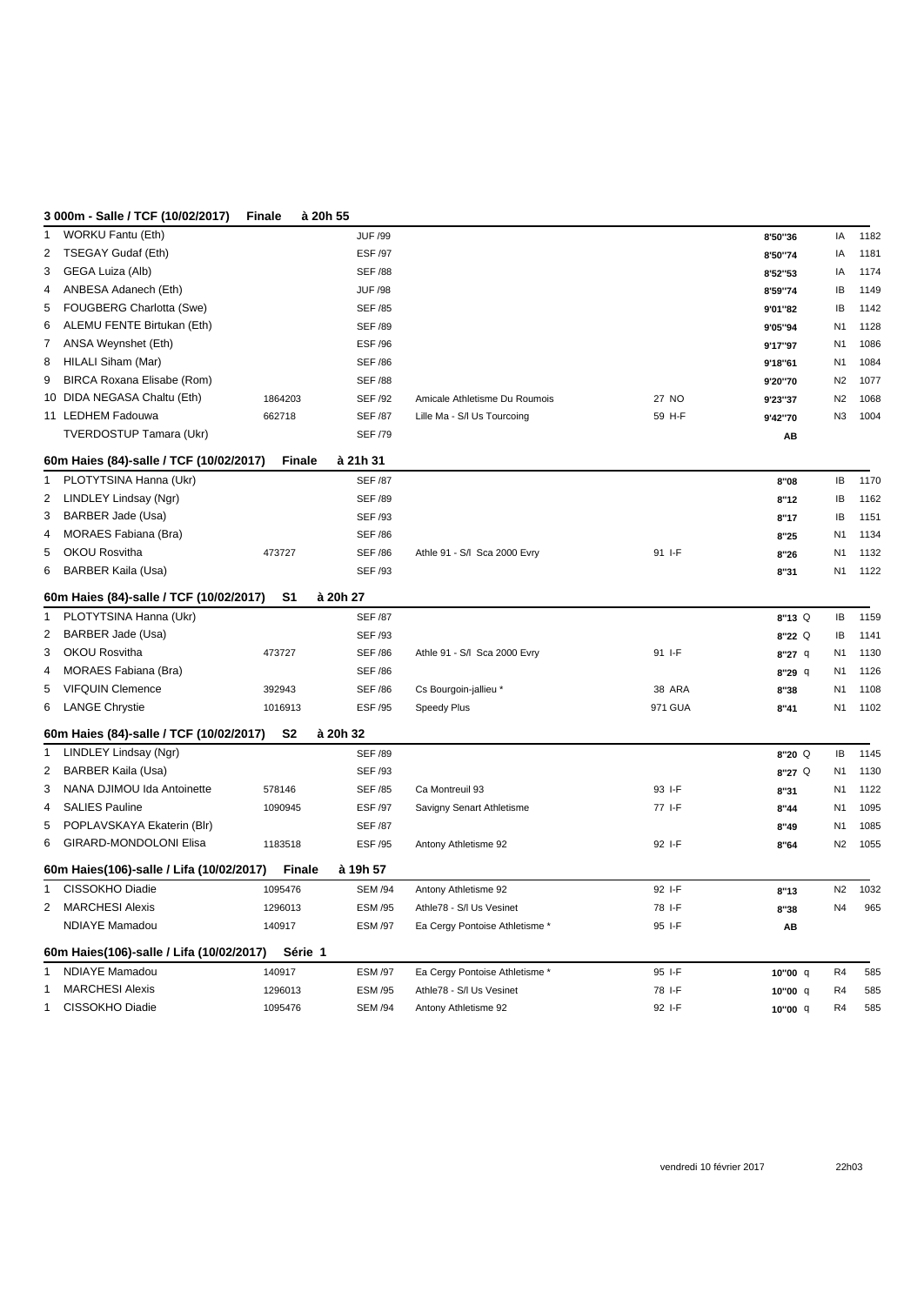### 3 000m - Salle / TCF (10/02/2017) Finale à 20h 55

| | | | | | | | | |
|---|---|---|---|---|---|---|---|---|
| 1 | WORKU Fantu (Eth) | | JUF /99 | | | 8'50''36 | IA | 1182 |
| 2 | TSEGAY Gudaf (Eth) | | ESF /97 | | | 8'50''74 | IA | 1181 |
| 3 | GEGA Luiza (Alb) | | SEF /88 | | | 8'52''53 | IA | 1174 |
| 4 | ANBESA Adanech (Eth) | | JUF /98 | | | 8'59''74 | IB | 1149 |
| 5 | FOUGBERG Charlotta (Swe) | | SEF /85 | | | 9'01''82 | IB | 1142 |
| 6 | ALEMU FENTE Birtukan (Eth) | | SEF /89 | | | 9'05''94 | N1 | 1128 |
| 7 | ANSA Weynshet (Eth) | | ESF /96 | | | 9'17''97 | N1 | 1086 |
| 8 | HILALI Siham (Mar) | | SEF /86 | | | 9'18''61 | N1 | 1084 |
| 9 | BIRCA Roxana Elisabe (Rom) | | SEF /88 | | | 9'20''70 | N2 | 1077 |
| 10 | DIDA NEGASA Chaltu (Eth) | 1864203 | SEF /92 | Amicale Athletisme Du Roumois | 27 NO | 9'23''37 | N2 | 1068 |
| 11 | LEDHEM Fadouwa | 662718 | SEF /87 | Lille Ma - S/l Us Tourcoing | 59 H-F | 9'42''70 | N3 | 1004 |
| | TVERDOSTUP Tamara (Ukr) | | SEF /79 | | | AB | | |

### 60m Haies (84)-salle / TCF (10/02/2017) Finale à 21h 31

| | | | | | | | | |
|---|---|---|---|---|---|---|---|---|
| 1 | PLOTYTSINA Hanna (Ukr) | | SEF /87 | | | 8''08 | IB | 1170 |
| 2 | LINDLEY Lindsay (Ngr) | | SEF /89 | | | 8''12 | IB | 1162 |
| 3 | BARBER Jade (Usa) | | SEF /93 | | | 8''17 | IB | 1151 |
| 4 | MORAES Fabiana (Bra) | | SEF /86 | | | 8''25 | N1 | 1134 |
| 5 | OKOU Rosvitha | 473727 | SEF /86 | Athle 91 - S/l Sca 2000 Evry | 91 I-F | 8''26 | N1 | 1132 |
| 6 | BARBER Kaila (Usa) | | SEF /93 | | | 8''31 | N1 | 1122 |

### 60m Haies (84)-salle / TCF (10/02/2017) S1 à 20h 27

| | | | | | | | | |
|---|---|---|---|---|---|---|---|---|
| 1 | PLOTYTSINA Hanna (Ukr) | | SEF /87 | | | 8''13 Q | IB | 1159 |
| 2 | BARBER Jade (Usa) | | SEF /93 | | | 8''22 Q | IB | 1141 |
| 3 | OKOU Rosvitha | 473727 | SEF /86 | Athle 91 - S/l Sca 2000 Evry | 91 I-F | 8''27 q | N1 | 1130 |
| 4 | MORAES Fabiana (Bra) | | SEF /86 | | | 8''29 q | N1 | 1126 |
| 5 | VIFQUIN Clemence | 392943 | SEF /86 | Cs Bourgoin-jallieu * | 38 ARA | 8''38 | N1 | 1108 |
| 6 | LANGE Chrystie | 1016913 | ESF /95 | Speedy Plus | 971 GUA | 8''41 | N1 | 1102 |

### 60m Haies (84)-salle / TCF (10/02/2017) S2 à 20h 32

| | | | | | | | | |
|---|---|---|---|---|---|---|---|---|
| 1 | LINDLEY Lindsay (Ngr) | | SEF /89 | | | 8''20 Q | IB | 1145 |
| 2 | BARBER Kaila (Usa) | | SEF /93 | | | 8''27 Q | N1 | 1130 |
| 3 | NANA DJIMOU Ida Antoinette | 578146 | SEF /85 | Ca Montreuil 93 | 93 I-F | 8''31 | N1 | 1122 |
| 4 | SALIES Pauline | 1090945 | ESF /97 | Savigny Senart Athletisme | 77 I-F | 8''44 | N1 | 1095 |
| 5 | POPLAVSKAYA Ekaterin (Blr) | | SEF /87 | | | 8''49 | N1 | 1085 |
| 6 | GIRARD-MONDOLONI Elisa | 1183518 | ESF /95 | Antony Athletisme 92 | 92 I-F | 8''64 | N2 | 1055 |

### 60m Haies(106)-salle / Lifa (10/02/2017) Finale à 19h 57

| | | | | | | | | |
|---|---|---|---|---|---|---|---|---|
| 1 | CISSOKHO Diadie | 1095476 | SEM /94 | Antony Athletisme 92 | 92 I-F | 8''13 | N2 | 1032 |
| 2 | MARCHESI Alexis | 1296013 | ESM /95 | Athle78 - S/l Us Vesinet | 78 I-F | 8''38 | N4 | 965 |
| | NDIAYE Mamadou | 140917 | ESM /97 | Ea Cergy Pontoise Athletisme * | 95 I-F | AB | | |

### 60m Haies(106)-salle / Lifa (10/02/2017) Série 1

| | | | | | | | | |
|---|---|---|---|---|---|---|---|---|
| 1 | NDIAYE Mamadou | 140917 | ESM /97 | Ea Cergy Pontoise Athletisme * | 95 I-F | 10''00 q | R4 | 585 |
| 1 | MARCHESI Alexis | 1296013 | ESM /95 | Athle78 - S/l Us Vesinet | 78 I-F | 10''00 q | R4 | 585 |
| 1 | CISSOKHO Diadie | 1095476 | SEM /94 | Antony Athletisme 92 | 92 I-F | 10''00 q | R4 | 585 |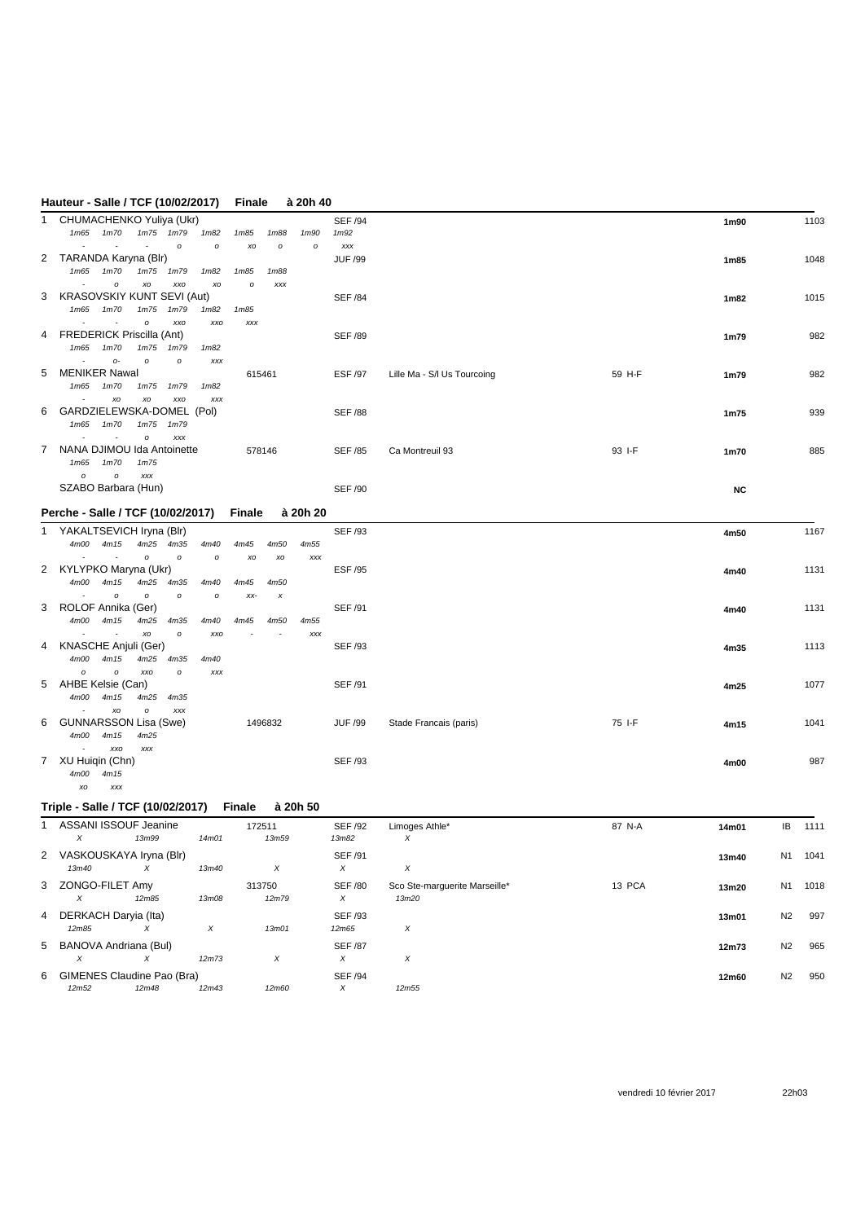### Hauteur - Salle / TCF (10/02/2017) **Finale** **à 20h 40**

| | | | | | | | |
|---|---|---|---|---|---|---|---|
| 1 | CHUMACHENKO Yuliya (Ukr) | | SEF /94 | | | **1m90** | 1103 |
| | 1m65 1m70 1m75 1m79 1m82 1m85 1m88 1m90 1m92 | | | | | | |
| | - - - o o xo o o xxx | | | | | | |
| 2 | TARANDA Karyna (Blr) | | JUF /99 | | | **1m85** | 1048 |
| | 1m65 1m70 1m75 1m79 1m82 1m85 1m88 | | | | | | |
| | - o xo xxo xo o xxx | | | | | | |
| 3 | KRASOVSKIY KUNT SEVI (Aut) | | SEF /84 | | | **1m82** | 1015 |
| | 1m65 1m70 1m75 1m79 1m82 1m85 | | | | | | |
| | - - o xxo xxo xxx | | | | | | |
| 4 | FREDERICK Priscilla (Ant) | | SEF /89 | | | **1m79** | 982 |
| | 1m65 1m70 1m75 1m79 1m82 | | | | | | |
| | - o- o o xxx | | | | | | |
| 5 | MENIKER Nawal | 615461 | ESF /97 | Lille Ma - S/l Us Tourcoing | 59 H-F | **1m79** | 982 |
| | 1m65 1m70 1m75 1m79 1m82 | | | | | | |
| | - xo xo xxo xxx | | | | | | |
| 6 | GARDZIELEWSKA-DOMEL (Pol) | | SEF /88 | | | **1m75** | 939 |
| | 1m65 1m70 1m75 1m79 | | | | | | |
| | - - o xxx | | | | | | |
| 7 | NANA DJIMOU Ida Antoinette | 578146 | SEF /85 | Ca Montreuil 93 | 93 I-F | **1m70** | 885 |
| | 1m65 1m70 1m75 | | | | | | |
| | o o xxx | | | | | | |
| | SZABO Barbara (Hun) | | SEF /90 | | | **NC** | |

### Perche - Salle / TCF (10/02/2017) **Finale** **à 20h 20**

| | | | | | | | |
|---|---|---|---|---|---|---|---|
| 1 | YAKALTSEVICH Iryna (Blr) | | SEF /93 | | | **4m50** | 1167 |
| | 4m00 4m15 4m25 4m35 4m40 4m45 4m50 4m55 | | | | | | |
| | - - o o o xo xo xxx | | | | | | |
| 2 | KYLYPKO Maryna (Ukr) | | ESF /95 | | | **4m40** | 1131 |
| | 4m00 4m15 4m25 4m35 4m40 4m45 4m50 | | | | | | |
| | - o o o o xx- x | | | | | | |
| 3 | ROLOF Annika (Ger) | | SEF /91 | | | **4m40** | 1131 |
| | 4m00 4m15 4m25 4m35 4m40 4m45 4m50 4m55 | | | | | | |
| | - - xo o xxo - - xxx | | | | | | |
| 4 | KNASCHE Anjuli (Ger) | | SEF /93 | | | **4m35** | 1113 |
| | 4m00 4m15 4m25 4m35 4m40 | | | | | | |
| | o o xxo o xxx | | | | | | |
| 5 | AHBE Kelsie (Can) | | SEF /91 | | | **4m25** | 1077 |
| | 4m00 4m15 4m25 4m35 | | | | | | |
| | - xo o xxx | | | | | | |
| 6 | GUNNARSSON Lisa (Swe) | 1496832 | JUF /99 | Stade Francais (paris) | 75 I-F | **4m15** | 1041 |
| | 4m00 4m15 4m25 | | | | | | |
| | - xxo xxx | | | | | | |
| 7 | XU Huiqin (Chn) | | SEF /93 | | | **4m00** | 987 |
| | 4m00 4m15 | | | | | | |
| | xo xxx | | | | | | |

### Triple - Salle / TCF (10/02/2017) **Finale** **à 20h 50**

| | | | | | | | | |
|---|---|---|---|---|---|---|---|---|
| 1 | ASSANI ISSOUF Jeanine | 172511 | SEF /92 | Limoges Athle* | 87 N-A | **14m01** | IB | 1111 |
| | X 13m99 14m01 | 13m59 | 13m82 | X | | | | |
| 2 | VASKOUSKAYA Iryna (Blr) | | SEF /91 | | | **13m40** | N1 | 1041 |
| | 13m40 X 13m40 | X | X | X | | | | |
| 3 | ZONGO-FILET Amy | 313750 | SEF /80 | Sco Ste-marguerite Marseille* | 13 PCA | **13m20** | N1 | 1018 |
| | X 12m85 13m08 | 12m79 | X | 13m20 | | | | |
| 4 | DERKACH Daryia (Ita) | | SEF /93 | | | **13m01** | N2 | 997 |
| | 12m85 X X | 13m01 | 12m65 | X | | | | |
| 5 | BANOVA Andriana (Bul) | | SEF /87 | | | **12m73** | N2 | 965 |
| | X X 12m73 | X | X | X | | | | |
| 6 | GIMENES Claudine Pao (Bra) | | SEF /94 | | | **12m60** | N2 | 950 |
| | 12m52 12m48 12m43 | 12m60 | X | 12m55 | | | | |